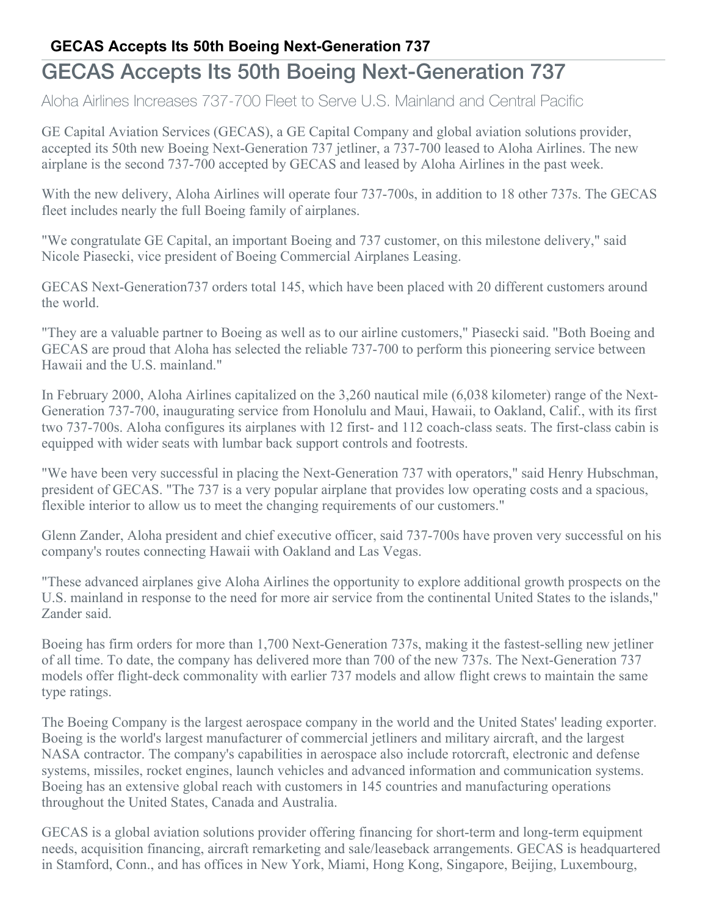# GECAS Accepts Its 50th Boeing Next-Generation 737

## Aloha Airlines Increases 737-700 Fleet to Serve U.S. Mainland and Central Pacific

GE Capital Aviation Services (GECAS), a GE Capital Company and global aviation solutions provider, accepted its 50th new Boeing Next-Generation 737 jetliner, a 737-700 leased to Aloha Airlines. The new airplane is the second 737-700 accepted by GECAS and leased by Aloha Airlines in the past week.

With the new delivery, Aloha Airlines will operate four 737-700s, in addition to 18 other 737s. The GECAS fleet includes nearly the full Boeing family of airplanes.

"We congratulate GE Capital, an important Boeing and 737 customer, on this milestone delivery," said Nicole Piasecki, vice president of Boeing Commercial Airplanes Leasing.

GECAS Next-Generation737 orders total 145, which have been placed with 20 different customers around the world.

"They are a valuable partner to Boeing as well as to our airline customers," Piasecki said. "Both Boeing and GECAS are proud that Aloha has selected the reliable 737-700 to perform this pioneering service between Hawaii and the U.S. mainland."

In February 2000, Aloha Airlines capitalized on the 3,260 nautical mile (6,038 kilometer) range of the Next-Generation 737-700, inaugurating service from Honolulu and Maui, Hawaii, to Oakland, Calif., with its first two 737-700s. Aloha configures its airplanes with 12 first- and 112 coach-class seats. The first-class cabin is equipped with wider seats with lumbar back support controls and footrests.

"We have been very successful in placing the Next-Generation 737 with operators," said Henry Hubschman, president of GECAS. "The 737 is a very popular airplane that provides low operating costs and a spacious, flexible interior to allow us to meet the changing requirements of our customers."

Glenn Zander, Aloha president and chief executive officer, said 737-700s have proven very successful on his company's routes connecting Hawaii with Oakland and Las Vegas.

"These advanced airplanes give Aloha Airlines the opportunity to explore additional growth prospects on the U.S. mainland in response to the need for more air service from the continental United States to the islands," Zander said.

Boeing has firm orders for more than 1,700 Next-Generation 737s, making it the fastest-selling new jetliner of all time. To date, the company has delivered more than 700 of the new 737s. The Next-Generation 737 models offer flight-deck commonality with earlier 737 models and allow flight crews to maintain the same type ratings.

The Boeing Company is the largest aerospace company in the world and the United States' leading exporter. Boeing is the world's largest manufacturer of commercial jetliners and military aircraft, and the largest NASA contractor. The company's capabilities in aerospace also include rotorcraft, electronic and defense systems, missiles, rocket engines, launch vehicles and advanced information and communication systems. Boeing has an extensive global reach with customers in 145 countries and manufacturing operations throughout the United States, Canada and Australia.

GECAS is a global aviation solutions provider offering financing for short-term and long-term equipment needs, acquisition financing, aircraft remarketing and sale/leaseback arrangements. GECAS is headquartered in Stamford, Conn., and has offices in New York, Miami, Hong Kong, Singapore, Beijing, Luxembourg,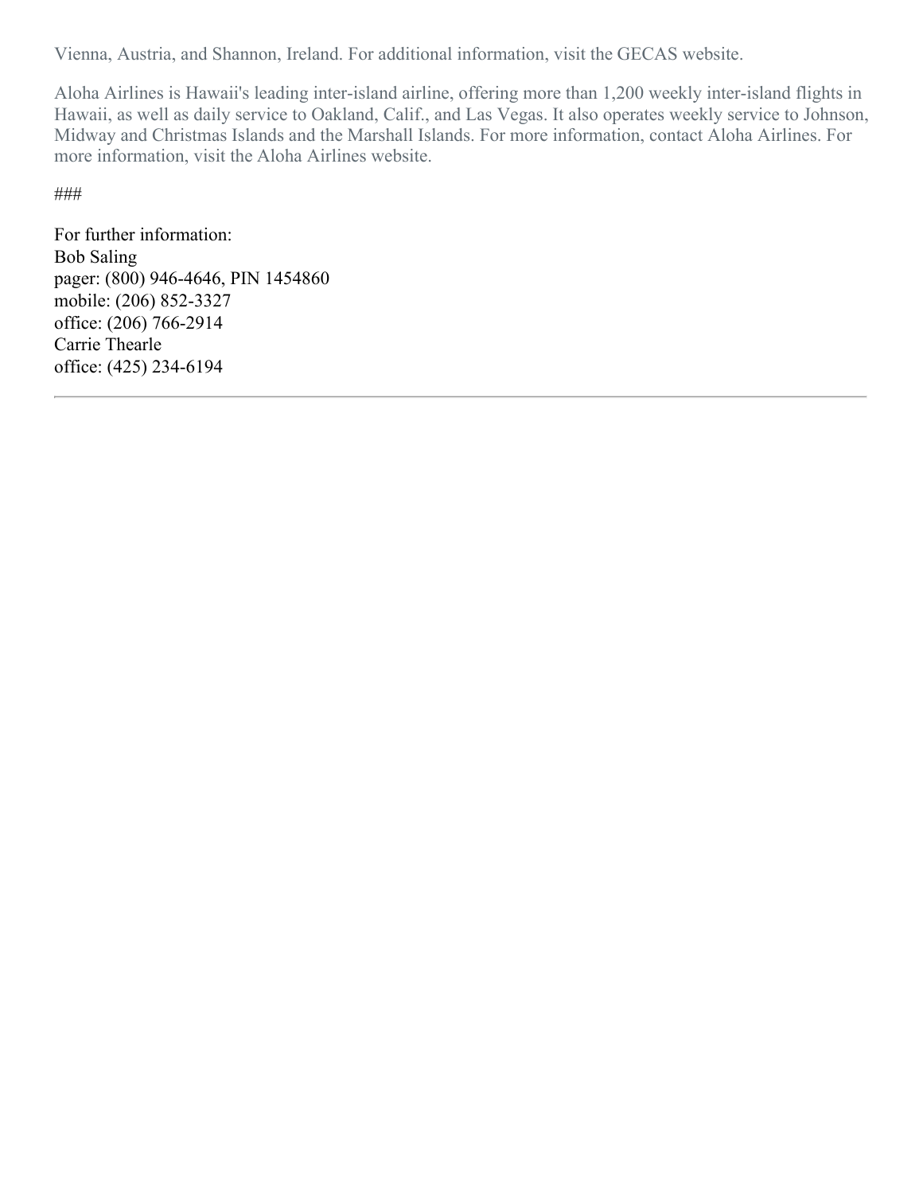Vienna, Austria, and Shannon, Ireland. For additional information, visit the GECAS website.

Aloha Airlines is Hawaii's leading inter-island airline, offering more than 1,200 weekly inter-island flights in Hawaii, as well as daily service to Oakland, Calif., and Las Vegas. It also operates weekly service to Johnson, Midway and Christmas Islands and the Marshall Islands. For more information, contact Aloha Airlines. For more information, visit the Aloha Airlines website.

###

For further information:
Bob Saling
pager: (800) 946-4646, PIN 1454860
mobile: (206) 852-3327
office: (206) 766-2914
Carrie Thearle
office: (425) 234-6194

---